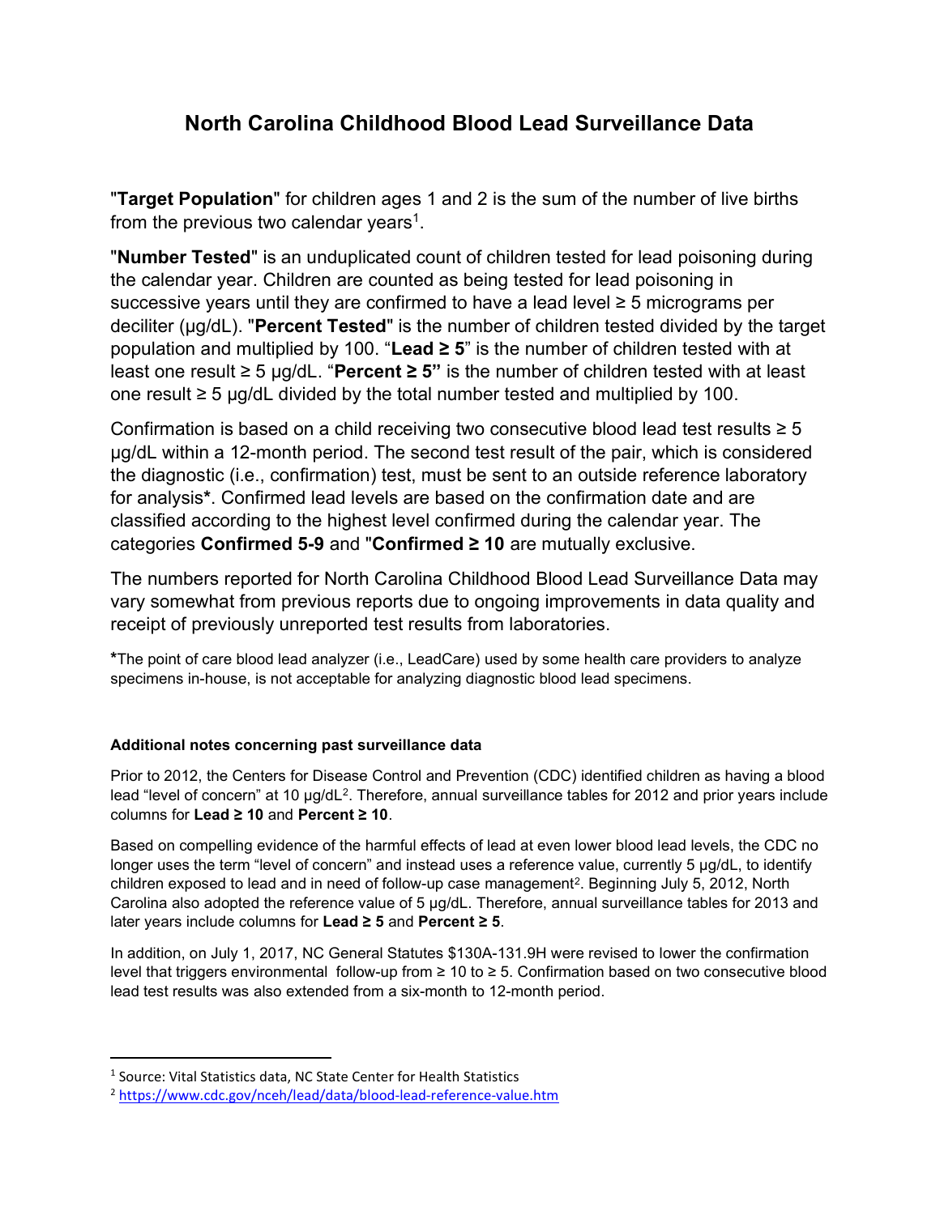# North Carolina Childhood Blood Lead Surveillance Data

"**Target Population**" for children ages 1 and 2 is the sum of the number of live births from the previous two calendar years[1].

"**Number Tested**" is an unduplicated count of children tested for lead poisoning during the calendar year. Children are counted as being tested for lead poisoning in successive years until they are confirmed to have a lead level ≥ 5 micrograms per deciliter (µg/dL). "**Percent Tested**" is the number of children tested divided by the target population and multiplied by 100. "**Lead ≥ 5**" is the number of children tested with at least one result ≥ 5 µg/dL. "**Percent ≥ 5"** is the number of children tested with at least one result ≥ 5 µg/dL divided by the total number tested and multiplied by 100.

Confirmation is based on a child receiving two consecutive blood lead test results ≥ 5 µg/dL within a 12-month period. The second test result of the pair, which is considered the diagnostic (i.e., confirmation) test, must be sent to an outside reference laboratory for analysis**\***. Confirmed lead levels are based on the confirmation date and are classified according to the highest level confirmed during the calendar year. The categories **Confirmed 5-9** and "**Confirmed ≥ 10** are mutually exclusive.

The numbers reported for North Carolina Childhood Blood Lead Surveillance Data may vary somewhat from previous reports due to ongoing improvements in data quality and receipt of previously unreported test results from laboratories.

**\***The point of care blood lead analyzer (i.e., LeadCare) used by some health care providers to analyze specimens in-house, is not acceptable for analyzing diagnostic blood lead specimens.

#### Additional notes concerning past surveillance data

Prior to 2012, the Centers for Disease Control and Prevention (CDC) identified children as having a blood lead "level of concern" at 10 µg/dL[2]. Therefore, annual surveillance tables for 2012 and prior years include columns for **Lead ≥ 10** and **Percent ≥ 10**.

Based on compelling evidence of the harmful effects of lead at even lower blood lead levels, the CDC no longer uses the term "level of concern" and instead uses a reference value, currently 5 µg/dL, to identify children exposed to lead and in need of follow-up case management[2]. Beginning July 5, 2012, North Carolina also adopted the reference value of 5 µg/dL. Therefore, annual surveillance tables for 2013 and later years include columns for **Lead ≥ 5** and **Percent ≥ 5**.

In addition, on July 1, 2017, NC General Statutes $130A-131.9H were revised to lower the confirmation level that triggers environmental follow-up from ≥ 10 to ≥ 5. Confirmation based on two consecutive blood lead test results was also extended from a six-month to 12-month period.

---

[1] Source: Vital Statistics data, NC State Center for Health Statistics

[2] https://www.cdc.gov/nceh/lead/data/blood-lead-reference-value.htm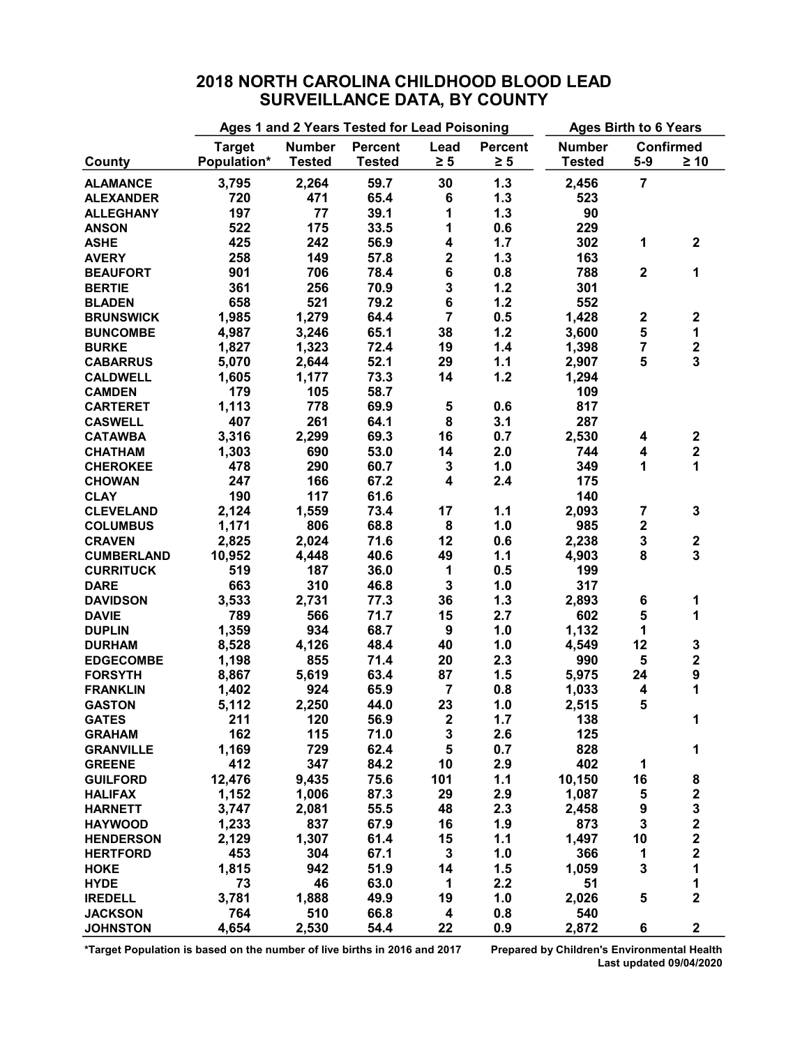## 2018 NORTH CAROLINA CHILDHOOD BLOOD LEAD SURVEILLANCE DATA, BY COUNTY

| | Ages 1 and 2 Years Tested for Lead Poisoning | | | | | Ages Birth to 6 Years | | |
|---|---|---|---|---|---|---|---|---|
| County | Target Population* | Number Tested | Percent Tested | Lead ≥ 5 | Percent ≥ 5 | Number Tested | Confirmed 5-9 | Confirmed ≥ 10 |
| ALAMANCE | 3,795 | 2,264 | 59.7 | 30 | 1.3 | 2,456 | 7 | |
| ALEXANDER | 720 | 471 | 65.4 | 6 | 1.3 | 523 | | |
| ALLEGHANY | 197 | 77 | 39.1 | 1 | 1.3 | 90 | | |
| ANSON | 522 | 175 | 33.5 | 1 | 0.6 | 229 | | |
| ASHE | 425 | 242 | 56.9 | 4 | 1.7 | 302 | 1 | 2 |
| AVERY | 258 | 149 | 57.8 | 2 | 1.3 | 163 | | |
| BEAUFORT | 901 | 706 | 78.4 | 6 | 0.8 | 788 | 2 | 1 |
| BERTIE | 361 | 256 | 70.9 | 3 | 1.2 | 301 | | |
| BLADEN | 658 | 521 | 79.2 | 6 | 1.2 | 552 | | |
| BRUNSWICK | 1,985 | 1,279 | 64.4 | 7 | 0.5 | 1,428 | 2 | 2 |
| BUNCOMBE | 4,987 | 3,246 | 65.1 | 38 | 1.2 | 3,600 | 5 | 1 |
| BURKE | 1,827 | 1,323 | 72.4 | 19 | 1.4 | 1,398 | 7 | 2 |
| CABARRUS | 5,070 | 2,644 | 52.1 | 29 | 1.1 | 2,907 | 5 | 3 |
| CALDWELL | 1,605 | 1,177 | 73.3 | 14 | 1.2 | 1,294 | | |
| CAMDEN | 179 | 105 | 58.7 | | | 109 | | |
| CARTERET | 1,113 | 778 | 69.9 | 5 | 0.6 | 817 | | |
| CASWELL | 407 | 261 | 64.1 | 8 | 3.1 | 287 | | |
| CATAWBA | 3,316 | 2,299 | 69.3 | 16 | 0.7 | 2,530 | 4 | 2 |
| CHATHAM | 1,303 | 690 | 53.0 | 14 | 2.0 | 744 | 4 | 2 |
| CHEROKEE | 478 | 290 | 60.7 | 3 | 1.0 | 349 | 1 | 1 |
| CHOWAN | 247 | 166 | 67.2 | 4 | 2.4 | 175 | | |
| CLAY | 190 | 117 | 61.6 | | | 140 | | |
| CLEVELAND | 2,124 | 1,559 | 73.4 | 17 | 1.1 | 2,093 | 7 | 3 |
| COLUMBUS | 1,171 | 806 | 68.8 | 8 | 1.0 | 985 | 2 | |
| CRAVEN | 2,825 | 2,024 | 71.6 | 12 | 0.6 | 2,238 | 3 | 2 |
| CUMBERLAND | 10,952 | 4,448 | 40.6 | 49 | 1.1 | 4,903 | 8 | 3 |
| CURRITUCK | 519 | 187 | 36.0 | 1 | 0.5 | 199 | | |
| DARE | 663 | 310 | 46.8 | 3 | 1.0 | 317 | | |
| DAVIDSON | 3,533 | 2,731 | 77.3 | 36 | 1.3 | 2,893 | 6 | 1 |
| DAVIE | 789 | 566 | 71.7 | 15 | 2.7 | 602 | 5 | 1 |
| DUPLIN | 1,359 | 934 | 68.7 | 9 | 1.0 | 1,132 | 1 | |
| DURHAM | 8,528 | 4,126 | 48.4 | 40 | 1.0 | 4,549 | 12 | 3 |
| EDGECOMBE | 1,198 | 855 | 71.4 | 20 | 2.3 | 990 | 5 | 2 |
| FORSYTH | 8,867 | 5,619 | 63.4 | 87 | 1.5 | 5,975 | 24 | 9 |
| FRANKLIN | 1,402 | 924 | 65.9 | 7 | 0.8 | 1,033 | 4 | 1 |
| GASTON | 5,112 | 2,250 | 44.0 | 23 | 1.0 | 2,515 | 5 | |
| GATES | 211 | 120 | 56.9 | 2 | 1.7 | 138 | | 1 |
| GRAHAM | 162 | 115 | 71.0 | 3 | 2.6 | 125 | | |
| GRANVILLE | 1,169 | 729 | 62.4 | 5 | 0.7 | 828 | | 1 |
| GREENE | 412 | 347 | 84.2 | 10 | 2.9 | 402 | 1 | |
| GUILFORD | 12,476 | 9,435 | 75.6 | 101 | 1.1 | 10,150 | 16 | 8 |
| HALIFAX | 1,152 | 1,006 | 87.3 | 29 | 2.9 | 1,087 | 5 | 2 |
| HARNETT | 3,747 | 2,081 | 55.5 | 48 | 2.3 | 2,458 | 9 | 3 |
| HAYWOOD | 1,233 | 837 | 67.9 | 16 | 1.9 | 873 | 3 | 2 |
| HENDERSON | 2,129 | 1,307 | 61.4 | 15 | 1.1 | 1,497 | 10 | 2 |
| HERTFORD | 453 | 304 | 67.1 | 3 | 1.0 | 366 | 1 | 2 |
| HOKE | 1,815 | 942 | 51.9 | 14 | 1.5 | 1,059 | 3 | 1 |
| HYDE | 73 | 46 | 63.0 | 1 | 2.2 | 51 | | 1 |
| IREDELL | 3,781 | 1,888 | 49.9 | 19 | 1.0 | 2,026 | 5 | 2 |
| JACKSON | 764 | 510 | 66.8 | 4 | 0.8 | 540 | | |
| JOHNSTON | 4,654 | 2,530 | 54.4 | 22 | 0.9 | 2,872 | 6 | 2 |

*Target Population is based on the number of live births in 2016 and 2017

Prepared by Children's Environmental Health
Last updated 09/04/2020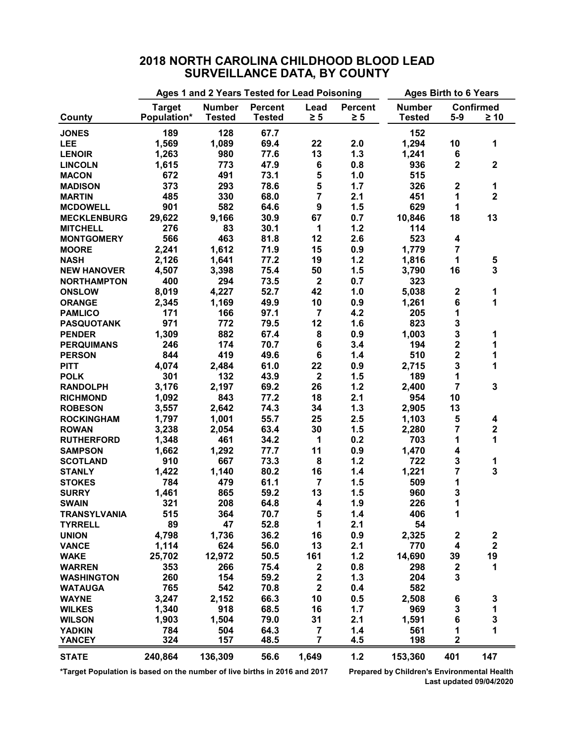# 2018 NORTH CAROLINA CHILDHOOD BLOOD LEAD SURVEILLANCE DATA, BY COUNTY

| County | Ages 1 and 2 Years Tested for Lead Poisoning | | | | | Ages Birth to 6 Years | | |
|---|---|---|---|---|---|---|---|---|
| | Target Population* | Number Tested | Percent Tested | Lead ≥ 5 | Percent ≥ 5 | Number Tested | Confirmed 5-9 | Confirmed ≥ 10 |
| JONES | 189 | 128 | 67.7 | | | 152 | | |
| LEE | 1,569 | 1,089 | 69.4 | 22 | 2.0 | 1,294 | 10 | 1 |
| LENOIR | 1,263 | 980 | 77.6 | 13 | 1.3 | 1,241 | 6 | |
| LINCOLN | 1,615 | 773 | 47.9 | 6 | 0.8 | 936 | 2 | 2 |
| MACON | 672 | 491 | 73.1 | 5 | 1.0 | 515 | | |
| MADISON | 373 | 293 | 78.6 | 5 | 1.7 | 326 | 2 | 1 |
| MARTIN | 485 | 330 | 68.0 | 7 | 2.1 | 451 | 1 | 2 |
| MCDOWELL | 901 | 582 | 64.6 | 9 | 1.5 | 629 | 1 | |
| MECKLENBURG | 29,622 | 9,166 | 30.9 | 67 | 0.7 | 10,846 | 18 | 13 |
| MITCHELL | 276 | 83 | 30.1 | 1 | 1.2 | 114 | | |
| MONTGOMERY | 566 | 463 | 81.8 | 12 | 2.6 | 523 | 4 | |
| MOORE | 2,241 | 1,612 | 71.9 | 15 | 0.9 | 1,779 | 7 | |
| NASH | 2,126 | 1,641 | 77.2 | 19 | 1.2 | 1,816 | 1 | 5 |
| NEW HANOVER | 4,507 | 3,398 | 75.4 | 50 | 1.5 | 3,790 | 16 | 3 |
| NORTHAMPTON | 400 | 294 | 73.5 | 2 | 0.7 | 323 | | |
| ONSLOW | 8,019 | 4,227 | 52.7 | 42 | 1.0 | 5,038 | 2 | 1 |
| ORANGE | 2,345 | 1,169 | 49.9 | 10 | 0.9 | 1,261 | 6 | 1 |
| PAMLICO | 171 | 166 | 97.1 | 7 | 4.2 | 205 | 1 | |
| PASQUOTANK | 971 | 772 | 79.5 | 12 | 1.6 | 823 | 3 | |
| PENDER | 1,309 | 882 | 67.4 | 8 | 0.9 | 1,003 | 3 | 1 |
| PERQUIMANS | 246 | 174 | 70.7 | 6 | 3.4 | 194 | 2 | 1 |
| PERSON | 844 | 419 | 49.6 | 6 | 1.4 | 510 | 2 | 1 |
| PITT | 4,074 | 2,484 | 61.0 | 22 | 0.9 | 2,715 | 3 | 1 |
| POLK | 301 | 132 | 43.9 | 2 | 1.5 | 189 | 1 | |
| RANDOLPH | 3,176 | 2,197 | 69.2 | 26 | 1.2 | 2,400 | 7 | 3 |
| RICHMOND | 1,092 | 843 | 77.2 | 18 | 2.1 | 954 | 10 | |
| ROBESON | 3,557 | 2,642 | 74.3 | 34 | 1.3 | 2,905 | 13 | |
| ROCKINGHAM | 1,797 | 1,001 | 55.7 | 25 | 2.5 | 1,103 | 5 | 4 |
| ROWAN | 3,238 | 2,054 | 63.4 | 30 | 1.5 | 2,280 | 7 | 2 |
| RUTHERFORD | 1,348 | 461 | 34.2 | 1 | 0.2 | 703 | 1 | 1 |
| SAMPSON | 1,662 | 1,292 | 77.7 | 11 | 0.9 | 1,470 | 4 | |
| SCOTLAND | 910 | 667 | 73.3 | 8 | 1.2 | 722 | 3 | 1 |
| STANLY | 1,422 | 1,140 | 80.2 | 16 | 1.4 | 1,221 | 7 | 3 |
| STOKES | 784 | 479 | 61.1 | 7 | 1.5 | 509 | 1 | |
| SURRY | 1,461 | 865 | 59.2 | 13 | 1.5 | 960 | 3 | |
| SWAIN | 321 | 208 | 64.8 | 4 | 1.9 | 226 | 1 | |
| TRANSYLVANIA | 515 | 364 | 70.7 | 5 | 1.4 | 406 | 1 | |
| TYRRELL | 89 | 47 | 52.8 | 1 | 2.1 | 54 | | |
| UNION | 4,798 | 1,736 | 36.2 | 16 | 0.9 | 2,325 | 2 | 2 |
| VANCE | 1,114 | 624 | 56.0 | 13 | 2.1 | 770 | 4 | 2 |
| WAKE | 25,702 | 12,972 | 50.5 | 161 | 1.2 | 14,690 | 39 | 19 |
| WARREN | 353 | 266 | 75.4 | 2 | 0.8 | 298 | 2 | 1 |
| WASHINGTON | 260 | 154 | 59.2 | 2 | 1.3 | 204 | 3 | |
| WATAUGA | 765 | 542 | 70.8 | 2 | 0.4 | 582 | | |
| WAYNE | 3,247 | 2,152 | 66.3 | 10 | 0.5 | 2,508 | 6 | 3 |
| WILKES | 1,340 | 918 | 68.5 | 16 | 1.7 | 969 | 3 | 1 |
| WILSON | 1,903 | 1,504 | 79.0 | 31 | 2.1 | 1,591 | 6 | 3 |
| YADKIN | 784 | 504 | 64.3 | 7 | 1.4 | 561 | 1 | 1 |
| YANCEY | 324 | 157 | 48.5 | 7 | 4.5 | 198 | 2 | |
| STATE | 240,864 | 136,309 | 56.6 | 1,649 | 1.2 | 153,360 | 401 | 147 |

*Target Population is based on the number of live births in 2016 and 2017

Prepared by Children's Environmental Health
Last updated 09/04/2020